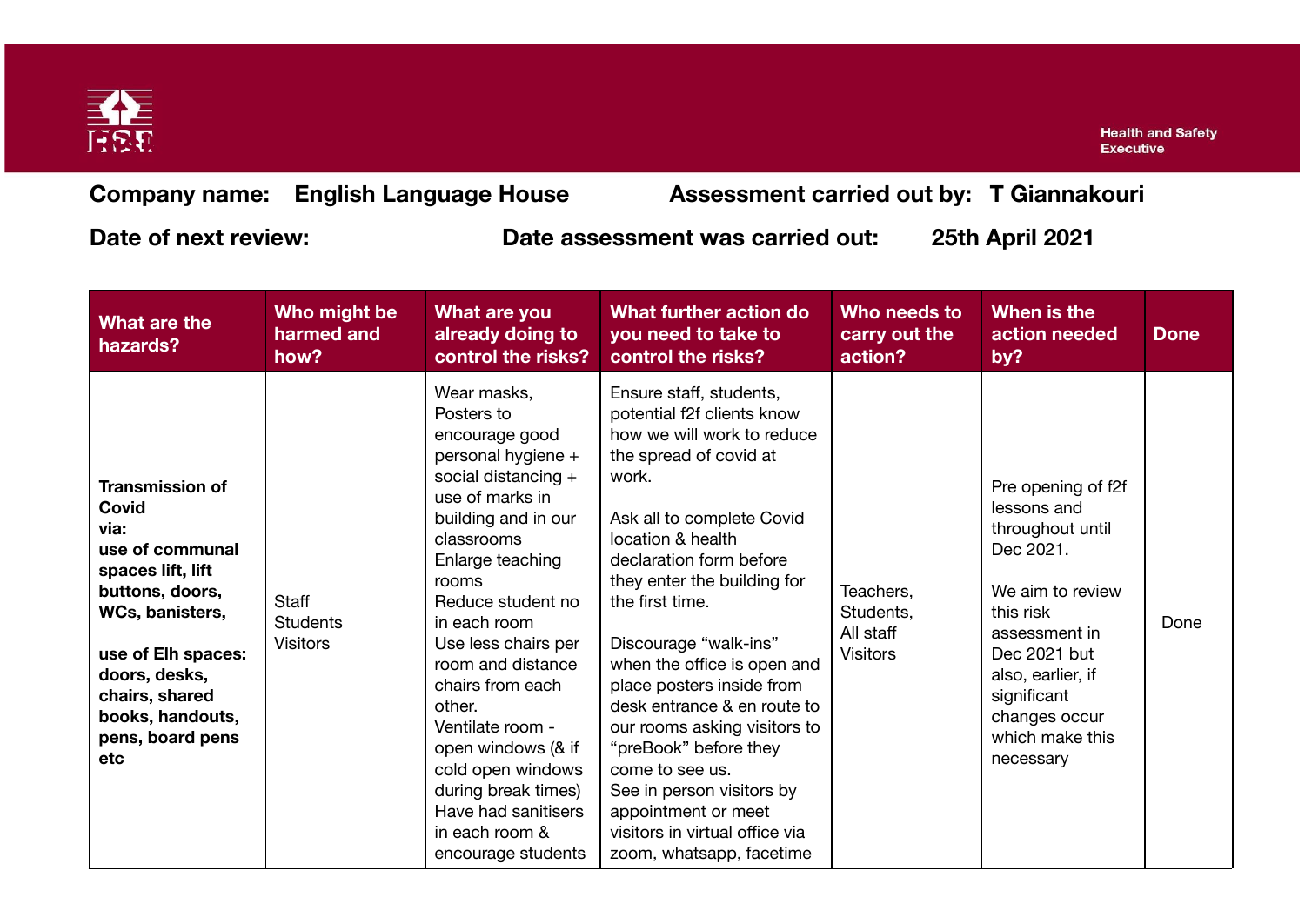Health and Safety Executive

**Company name:** English Language House

**Assessment carried out by:** T Giannakouri

**Date of next review:**

**Date assessment was carried out:** 25th April 2021

| What are the hazards? | Who might be harmed and how? | What are you already doing to control the risks? | What further action do you need to take to control the risks? | Who needs to carry out the action? | When is the action needed by? | Done |
|---|---|---|---|---|---|---|
| **Transmission of Covid via: use of communal spaces lift, lift buttons, doors, WCs, banisters,** <br><br> **use of Elh spaces: doors, desks, chairs, shared books, handouts, pens, board pens etc** | Staff <br> Students <br> Visitors | Wear masks, <br> Posters to encourage good personal hygiene + social distancing + use of marks in building and in our classrooms <br> Enlarge teaching rooms <br> Reduce student no in each room <br> Use less chairs per room and distance chairs from each other. <br> Ventilate room - open windows (& if cold open windows during break times) <br> Have had sanitisers in each room & encourage students | Ensure staff, students, potential f2f clients know how we will work to reduce the spread of covid at work. <br><br> Ask all to complete Covid location & health declaration form before they enter the building for the first time. <br><br> Discourage “walk-ins” when the office is open and place posters inside from desk entrance & en route to our rooms asking visitors to “preBook” before they come to see us. <br> See in person visitors by appointment or meet visitors in virtual office via zoom, whatsapp, facetime | Teachers, <br> Students, <br> All staff <br> Visitors | Pre opening of f2f lessons and throughout until Dec 2021. <br><br> We aim to review this risk assessment in Dec 2021 but also, earlier, if significant changes occur which make this necessary | Done |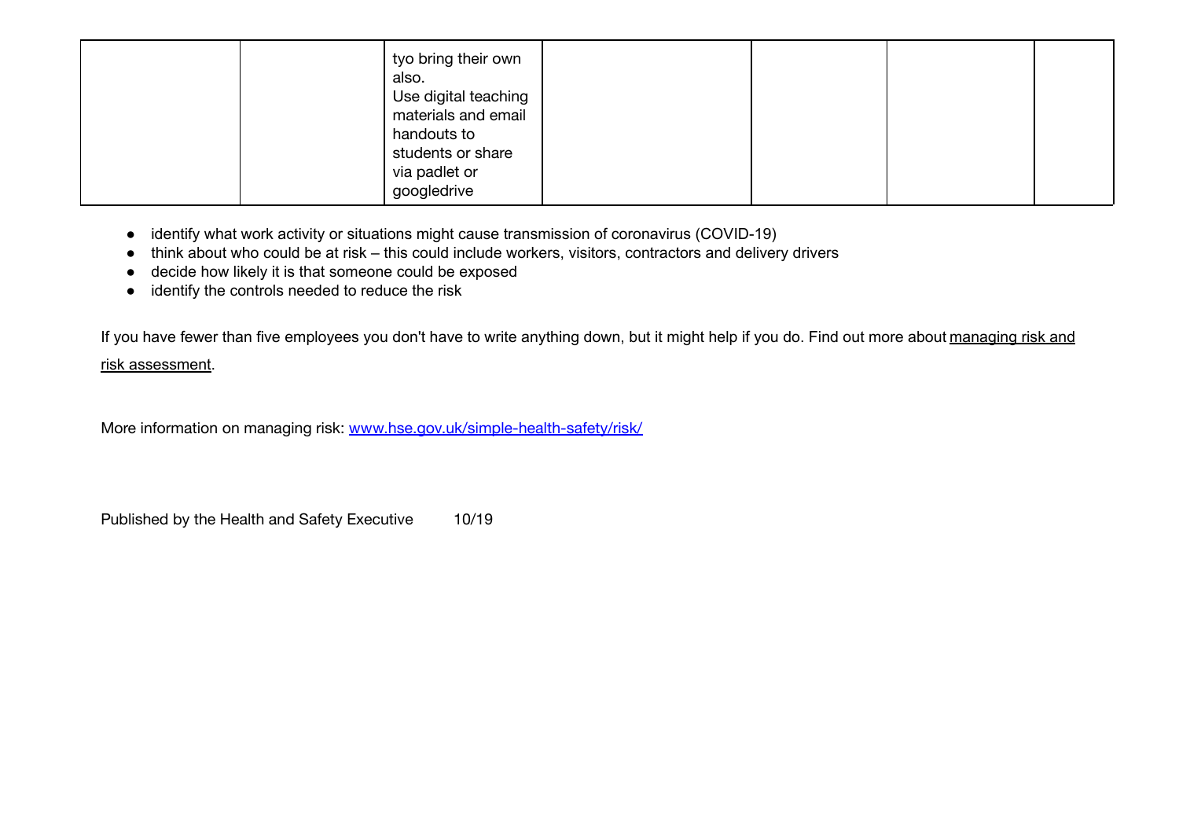| | | | | | | |
|---|---|---|---|---|---|---|
| | | tyo bring their own also.<br>Use digital teaching materials and email handouts to students or share via padlet or googledrive | | | | |

- identify what work activity or situations might cause transmission of coronavirus (COVID-19)
- think about who could be at risk – this could include workers, visitors, contractors and delivery drivers
- decide how likely it is that someone could be exposed
- identify the controls needed to reduce the risk

If you have fewer than five employees you don't have to write anything down, but it might help if you do. Find out more about managing risk and risk assessment.

More information on managing risk: www.hse.gov.uk/simple-health-safety/risk/

Published by the Health and Safety Executive 10/19